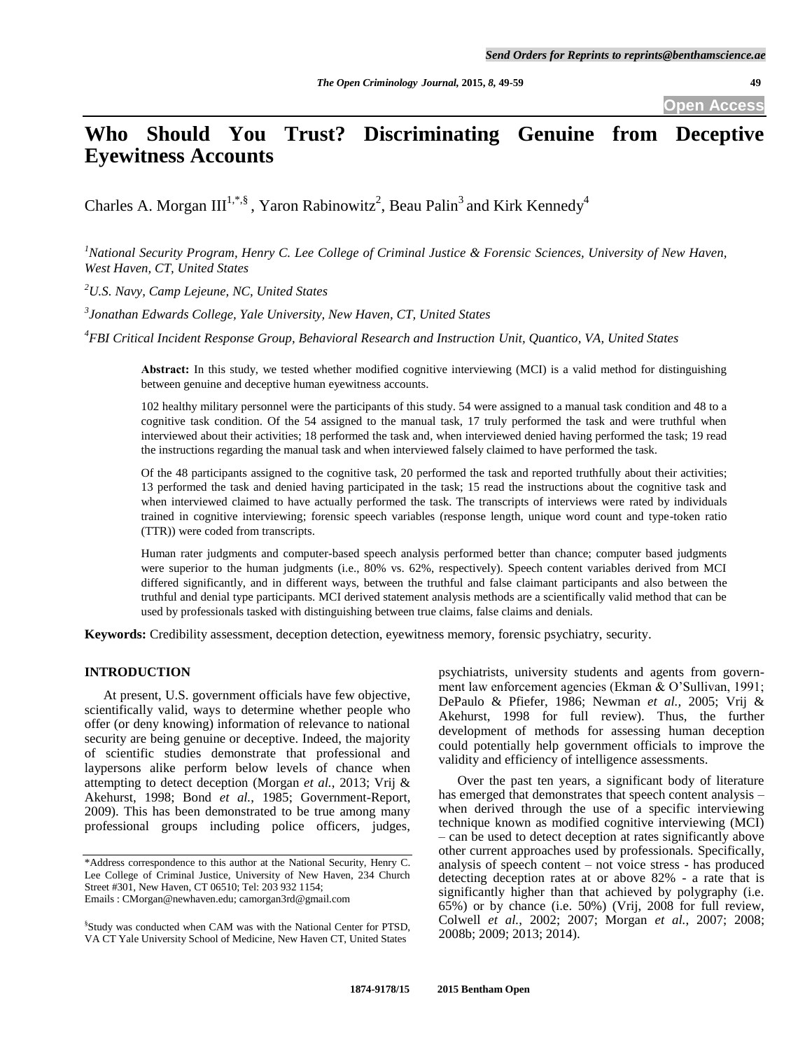# Who Should You Trust? Discriminating Genuine from Deceptive Eyewitness Accounts

Charles A. Morgan III[1,*,§], Yaron Rabinowitz[2], Beau Palin[3] and Kirk Kennedy[4]

[1]National Security Program, Henry C. Lee College of Criminal Justice & Forensic Sciences, University of New Haven, West Haven, CT, United States

[2]U.S. Navy, Camp Lejeune, NC, United States

[3]Jonathan Edwards College, Yale University, New Haven, CT, United States

[4]FBI Critical Incident Response Group, Behavioral Research and Instruction Unit, Quantico, VA, United States

**Abstract:** In this study, we tested whether modified cognitive interviewing (MCI) is a valid method for distinguishing between genuine and deceptive human eyewitness accounts.

102 healthy military personnel were the participants of this study. 54 were assigned to a manual task condition and 48 to a cognitive task condition. Of the 54 assigned to the manual task, 17 truly performed the task and were truthful when interviewed about their activities; 18 performed the task and, when interviewed denied having performed the task; 19 read the instructions regarding the manual task and when interviewed falsely claimed to have performed the task.

Of the 48 participants assigned to the cognitive task, 20 performed the task and reported truthfully about their activities; 13 performed the task and denied having participated in the task; 15 read the instructions about the cognitive task and when interviewed claimed to have actually performed the task. The transcripts of interviews were rated by individuals trained in cognitive interviewing; forensic speech variables (response length, unique word count and type-token ratio (TTR)) were coded from transcripts.

Human rater judgments and computer-based speech analysis performed better than chance; computer based judgments were superior to the human judgments (i.e., 80% vs. 62%, respectively). Speech content variables derived from MCI differed significantly, and in different ways, between the truthful and false claimant participants and also between the truthful and denial type participants. MCI derived statement analysis methods are a scientifically valid method that can be used by professionals tasked with distinguishing between true claims, false claims and denials.

**Keywords:** Credibility assessment, deception detection, eyewitness memory, forensic psychiatry, security.

## INTRODUCTION

At present, U.S. government officials have few objective, scientifically valid, ways to determine whether people who offer (or deny knowing) information of relevance to national security are being genuine or deceptive. Indeed, the majority of scientific studies demonstrate that professional and laypersons alike perform below levels of chance when attempting to detect deception (Morgan *et al.*, 2013; Vrij & Akehurst, 1998; Bond *et al.*, 1985; Government-Report, 2009). This has been demonstrated to be true among many professional groups including police officers, judges, psychiatrists, university students and agents from government law enforcement agencies (Ekman & O'Sullivan, 1991; DePaulo & Pfiefer, 1986; Newman *et al.*, 2005; Vrij & Akehurst, 1998 for full review). Thus, the further development of methods for assessing human deception could potentially help government officials to improve the validity and efficiency of intelligence assessments.

Over the past ten years, a significant body of literature has emerged that demonstrates that speech content analysis – when derived through the use of a specific interviewing technique known as modified cognitive interviewing (MCI) – can be used to detect deception at rates significantly above other current approaches used by professionals. Specifically, analysis of speech content – not voice stress - has produced detecting deception rates at or above 82% - a rate that is significantly higher than that achieved by polygraphy (i.e. 65%) or by chance (i.e. 50%) (Vrij, 2008 for full review, Colwell *et al.*, 2002; 2007; Morgan *et al.*, 2007; 2008; 2008b; 2009; 2013; 2014).

*Address correspondence to this author at the National Security, Henry C. Lee College of Criminal Justice, University of New Haven, 234 Church Street #301, New Haven, CT 06510; Tel: 203 932 1154;
Emails : CMorgan@newhaven.edu; camorgan3rd@gmail.com

§Study was conducted when CAM was with the National Center for PTSD, VA CT Yale University School of Medicine, New Haven CT, United States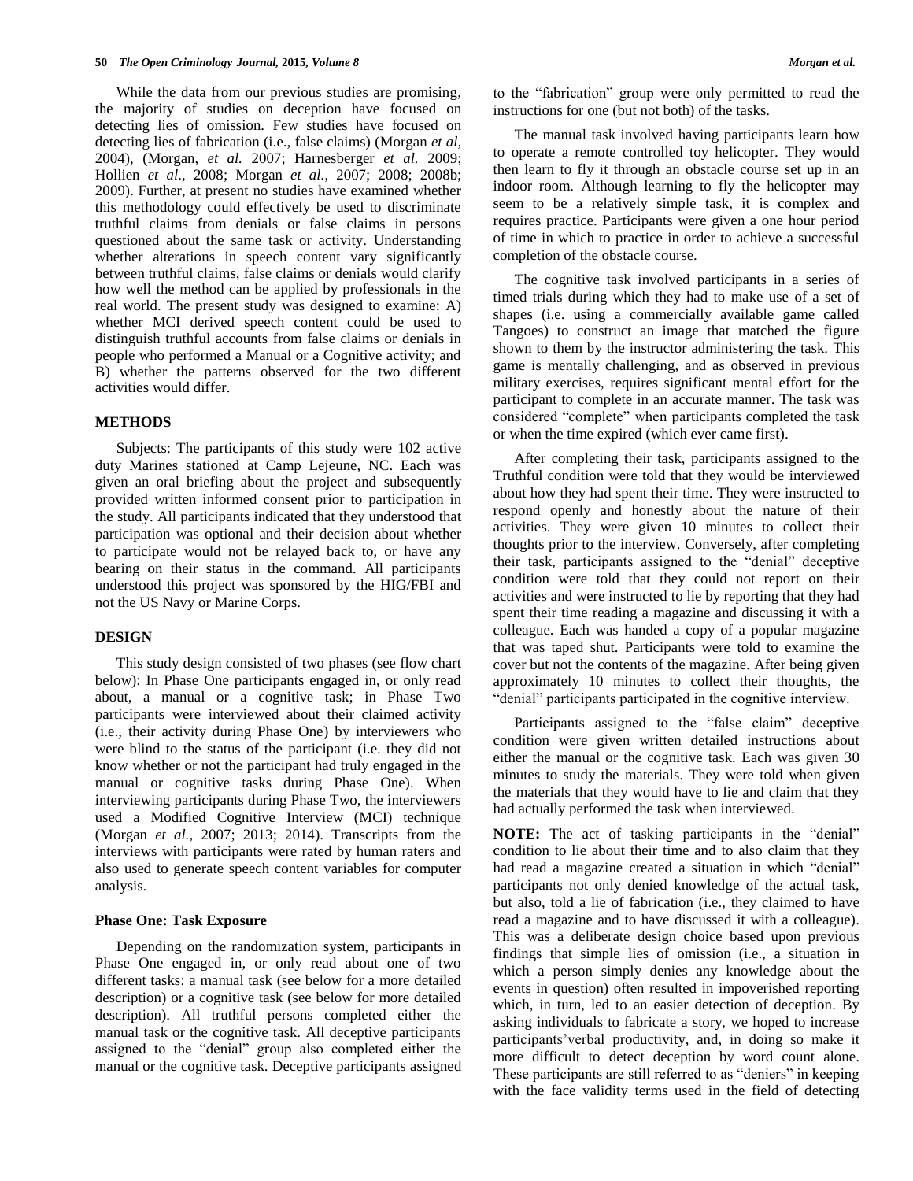While the data from our previous studies are promising, the majority of studies on deception have focused on detecting lies of omission. Few studies have focused on detecting lies of fabrication (i.e., false claims) (Morgan *et al*, 2004), (Morgan, *et al.* 2007; Harnesberger *et al.* 2009; Hollien *et al*., 2008; Morgan *et al.*, 2007; 2008; 2008b; 2009). Further, at present no studies have examined whether this methodology could effectively be used to discriminate truthful claims from denials or false claims in persons questioned about the same task or activity. Understanding whether alterations in speech content vary significantly between truthful claims, false claims or denials would clarify how well the method can be applied by professionals in the real world. The present study was designed to examine: A) whether MCI derived speech content could be used to distinguish truthful accounts from false claims or denials in people who performed a Manual or a Cognitive activity; and B) whether the patterns observed for the two different activities would differ.

## METHODS

Subjects: The participants of this study were 102 active duty Marines stationed at Camp Lejeune, NC. Each was given an oral briefing about the project and subsequently provided written informed consent prior to participation in the study. All participants indicated that they understood that participation was optional and their decision about whether to participate would not be relayed back to, or have any bearing on their status in the command. All participants understood this project was sponsored by the HIG/FBI and not the US Navy or Marine Corps.

## DESIGN

This study design consisted of two phases (see flow chart below): In Phase One participants engaged in, or only read about, a manual or a cognitive task; in Phase Two participants were interviewed about their claimed activity (i.e., their activity during Phase One) by interviewers who were blind to the status of the participant (i.e. they did not know whether or not the participant had truly engaged in the manual or cognitive tasks during Phase One). When interviewing participants during Phase Two, the interviewers used a Modified Cognitive Interview (MCI) technique (Morgan *et al.*, 2007; 2013; 2014). Transcripts from the interviews with participants were rated by human raters and also used to generate speech content variables for computer analysis.

### Phase One: Task Exposure

Depending on the randomization system, participants in Phase One engaged in, or only read about one of two different tasks: a manual task (see below for a more detailed description) or a cognitive task (see below for more detailed description). All truthful persons completed either the manual task or the cognitive task. All deceptive participants assigned to the "denial" group also completed either the manual or the cognitive task. Deceptive participants assigned to the "fabrication" group were only permitted to read the instructions for one (but not both) of the tasks.

The manual task involved having participants learn how to operate a remote controlled toy helicopter. They would then learn to fly it through an obstacle course set up in an indoor room. Although learning to fly the helicopter may seem to be a relatively simple task, it is complex and requires practice. Participants were given a one hour period of time in which to practice in order to achieve a successful completion of the obstacle course.

The cognitive task involved participants in a series of timed trials during which they had to make use of a set of shapes (i.e. using a commercially available game called Tangoes) to construct an image that matched the figure shown to them by the instructor administering the task. This game is mentally challenging, and as observed in previous military exercises, requires significant mental effort for the participant to complete in an accurate manner. The task was considered "complete" when participants completed the task or when the time expired (which ever came first).

After completing their task, participants assigned to the Truthful condition were told that they would be interviewed about how they had spent their time. They were instructed to respond openly and honestly about the nature of their activities. They were given 10 minutes to collect their thoughts prior to the interview. Conversely, after completing their task, participants assigned to the "denial" deceptive condition were told that they could not report on their activities and were instructed to lie by reporting that they had spent their time reading a magazine and discussing it with a colleague. Each was handed a copy of a popular magazine that was taped shut. Participants were told to examine the cover but not the contents of the magazine. After being given approximately 10 minutes to collect their thoughts, the "denial" participants participated in the cognitive interview.

Participants assigned to the "false claim" deceptive condition were given written detailed instructions about either the manual or the cognitive task. Each was given 30 minutes to study the materials. They were told when given the materials that they would have to lie and claim that they had actually performed the task when interviewed.

**NOTE:** The act of tasking participants in the "denial" condition to lie about their time and to also claim that they had read a magazine created a situation in which "denial" participants not only denied knowledge of the actual task, but also, told a lie of fabrication (i.e., they claimed to have read a magazine and to have discussed it with a colleague). This was a deliberate design choice based upon previous findings that simple lies of omission (i.e., a situation in which a person simply denies any knowledge about the events in question) often resulted in impoverished reporting which, in turn, led to an easier detection of deception. By asking individuals to fabricate a story, we hoped to increase participants'verbal productivity, and, in doing so make it more difficult to detect deception by word count alone. These participants are still referred to as "deniers" in keeping with the face validity terms used in the field of detecting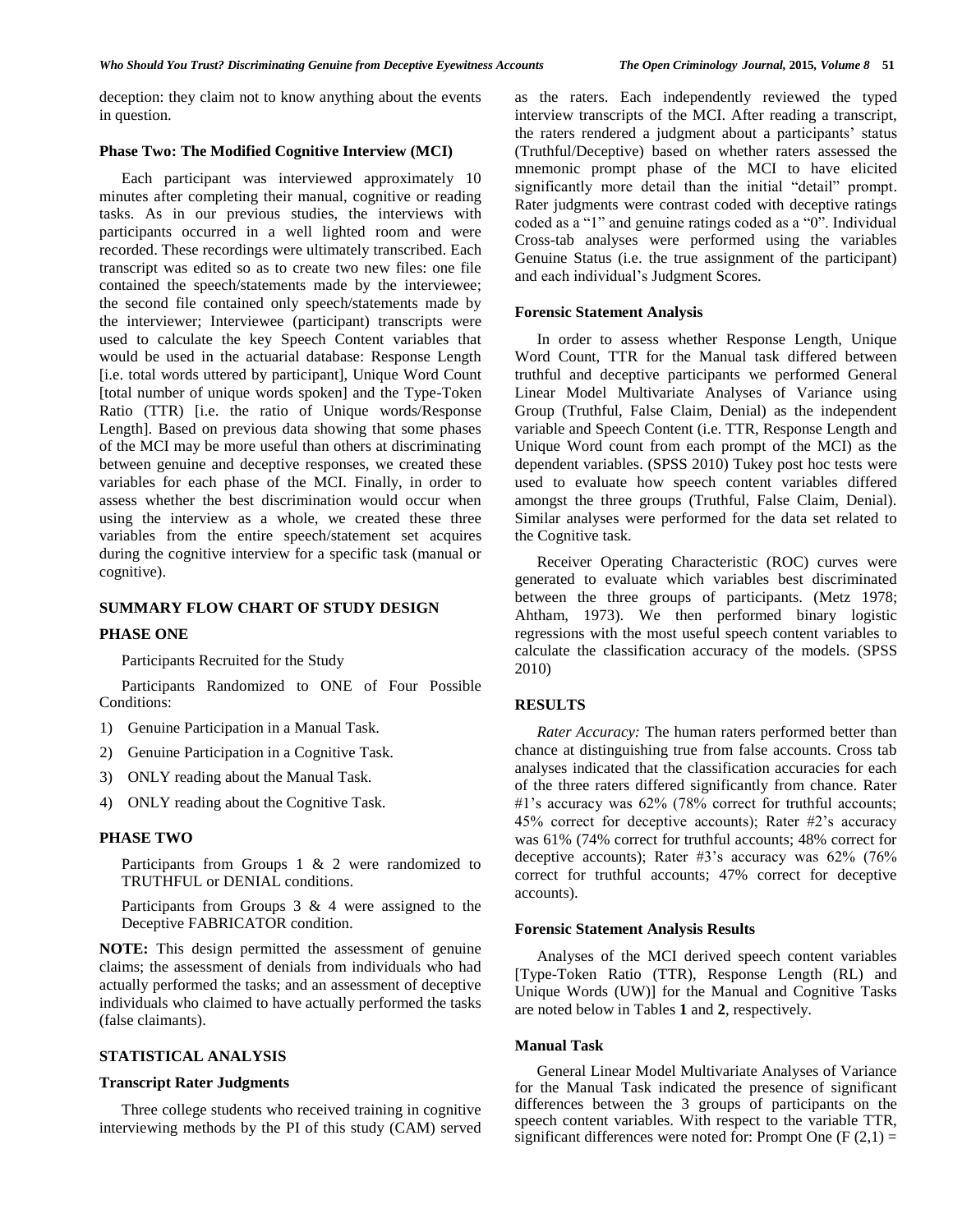deception: they claim not to know anything about the events in question.

### Phase Two: The Modified Cognitive Interview (MCI)

Each participant was interviewed approximately 10 minutes after completing their manual, cognitive or reading tasks. As in our previous studies, the interviews with participants occurred in a well lighted room and were recorded. These recordings were ultimately transcribed. Each transcript was edited so as to create two new files: one file contained the speech/statements made by the interviewee; the second file contained only speech/statements made by the interviewer; Interviewee (participant) transcripts were used to calculate the key Speech Content variables that would be used in the actuarial database: Response Length [i.e. total words uttered by participant], Unique Word Count [total number of unique words spoken] and the Type-Token Ratio (TTR) [i.e. the ratio of Unique words/Response Length]. Based on previous data showing that some phases of the MCI may be more useful than others at discriminating between genuine and deceptive responses, we created these variables for each phase of the MCI. Finally, in order to assess whether the best discrimination would occur when using the interview as a whole, we created these three variables from the entire speech/statement set acquires during the cognitive interview for a specific task (manual or cognitive).

## SUMMARY FLOW CHART OF STUDY DESIGN

### PHASE ONE

Participants Recruited for the Study

Participants Randomized to ONE of Four Possible Conditions:

1) Genuine Participation in a Manual Task.
2) Genuine Participation in a Cognitive Task.
3) ONLY reading about the Manual Task.
4) ONLY reading about the Cognitive Task.

### PHASE TWO

Participants from Groups 1 & 2 were randomized to TRUTHFUL or DENIAL conditions.

Participants from Groups 3 & 4 were assigned to the Deceptive FABRICATOR condition.

**NOTE:** This design permitted the assessment of genuine claims; the assessment of denials from individuals who had actually performed the tasks; and an assessment of deceptive individuals who claimed to have actually performed the tasks (false claimants).

## STATISTICAL ANALYSIS

### Transcript Rater Judgments

Three college students who received training in cognitive interviewing methods by the PI of this study (CAM) served as the raters. Each independently reviewed the typed interview transcripts of the MCI. After reading a transcript, the raters rendered a judgment about a participants' status (Truthful/Deceptive) based on whether raters assessed the mnemonic prompt phase of the MCI to have elicited significantly more detail than the initial "detail" prompt. Rater judgments were contrast coded with deceptive ratings coded as a "1" and genuine ratings coded as a "0". Individual Cross-tab analyses were performed using the variables Genuine Status (i.e. the true assignment of the participant) and each individual's Judgment Scores.

### Forensic Statement Analysis

In order to assess whether Response Length, Unique Word Count, TTR for the Manual task differed between truthful and deceptive participants we performed General Linear Model Multivariate Analyses of Variance using Group (Truthful, False Claim, Denial) as the independent variable and Speech Content (i.e. TTR, Response Length and Unique Word count from each prompt of the MCI) as the dependent variables. (SPSS 2010) Tukey post hoc tests were used to evaluate how speech content variables differed amongst the three groups (Truthful, False Claim, Denial). Similar analyses were performed for the data set related to the Cognitive task.

Receiver Operating Characteristic (ROC) curves were generated to evaluate which variables best discriminated between the three groups of participants. (Metz 1978; Ahtham, 1973). We then performed binary logistic regressions with the most useful speech content variables to calculate the classification accuracy of the models. (SPSS 2010)

## RESULTS

*Rater Accuracy:* The human raters performed better than chance at distinguishing true from false accounts. Cross tab analyses indicated that the classification accuracies for each of the three raters differed significantly from chance. Rater #1's accuracy was 62% (78% correct for truthful accounts; 45% correct for deceptive accounts); Rater #2's accuracy was 61% (74% correct for truthful accounts; 48% correct for deceptive accounts); Rater #3's accuracy was 62% (76% correct for truthful accounts; 47% correct for deceptive accounts).

### Forensic Statement Analysis Results

Analyses of the MCI derived speech content variables [Type-Token Ratio (TTR), Response Length (RL) and Unique Words (UW)] for the Manual and Cognitive Tasks are noted below in Tables **1** and **2**, respectively.

### Manual Task

General Linear Model Multivariate Analyses of Variance for the Manual Task indicated the presence of significant differences between the 3 groups of participants on the speech content variables. With respect to the variable TTR, significant differences were noted for: Prompt One ($F\ (2,1) =$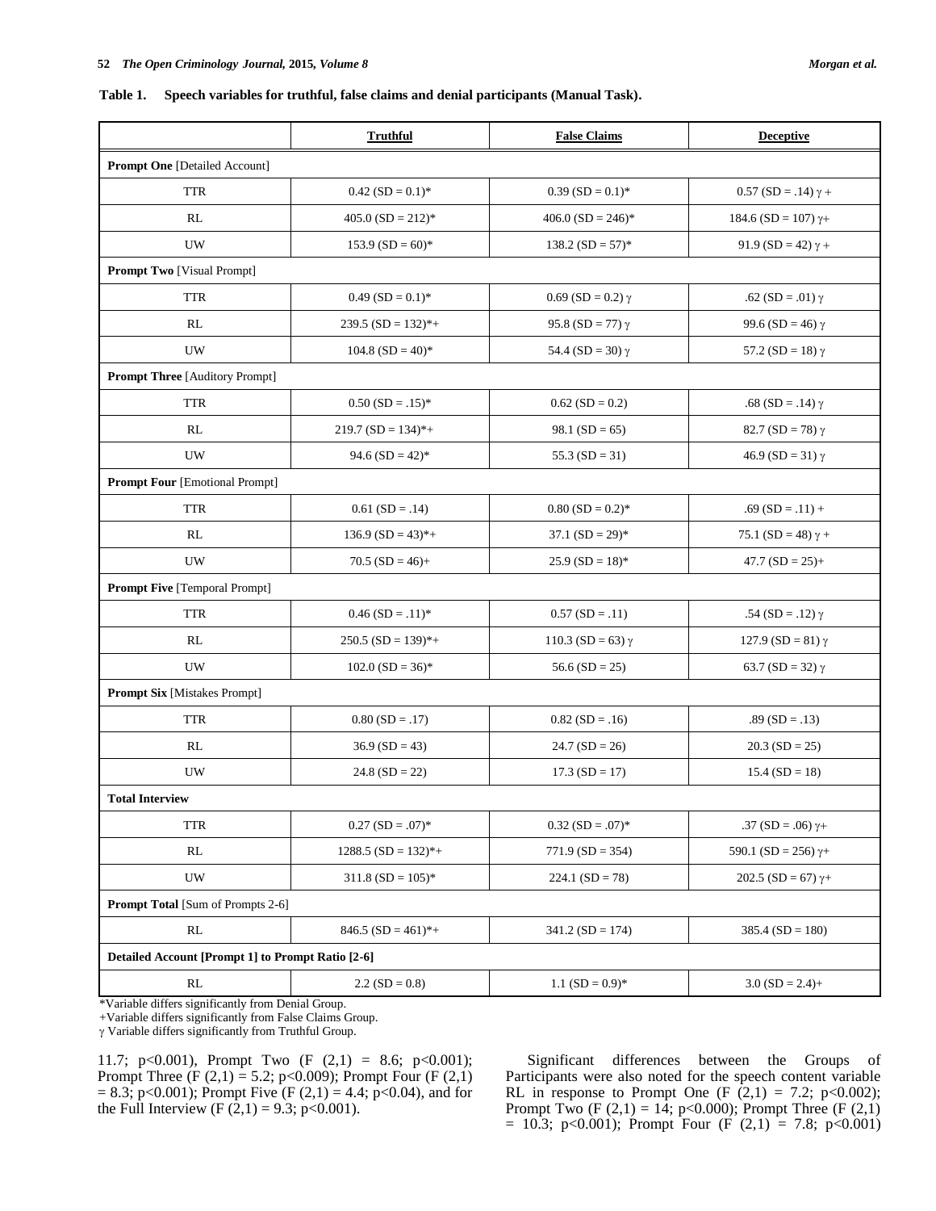**Table 1. Speech variables for truthful, false claims and denial participants (Manual Task).**

| | Truthful | False Claims | Deceptive |
|---|---|---|---|
| **Prompt One** [Detailed Account] | | | |
| TTR | 0.42 (SD = 0.1)* | 0.39 (SD = 0.1)* | 0.57 (SD = .14) γ + |
| RL | 405.0 (SD = 212)* | 406.0 (SD = 246)* | 184.6 (SD = 107) γ+ |
| UW | 153.9 (SD = 60)* | 138.2 (SD = 57)* | 91.9 (SD = 42) γ + |
| **Prompt Two** [Visual Prompt] | | | |
| TTR | 0.49 (SD = 0.1)* | 0.69 (SD = 0.2) γ | .62 (SD = .01) γ |
| RL | 239.5 (SD = 132)*+ | 95.8 (SD = 77) γ | 99.6 (SD = 46) γ |
| UW | 104.8 (SD = 40)* | 54.4 (SD = 30) γ | 57.2 (SD = 18) γ |
| **Prompt Three** [Auditory Prompt] | | | |
| TTR | 0.50 (SD = .15)* | 0.62 (SD = 0.2) | .68 (SD = .14) γ |
| RL | 219.7 (SD = 134)*+ | 98.1 (SD = 65) | 82.7 (SD = 78) γ |
| UW | 94.6 (SD = 42)* | 55.3 (SD = 31) | 46.9 (SD = 31) γ |
| **Prompt Four** [Emotional Prompt] | | | |
| TTR | 0.61 (SD = .14) | 0.80 (SD = 0.2)* | .69 (SD = .11) + |
| RL | 136.9 (SD = 43)*+ | 37.1 (SD = 29)* | 75.1 (SD = 48) γ + |
| UW | 70.5 (SD = 46)+ | 25.9 (SD = 18)* | 47.7 (SD = 25)+ |
| **Prompt Five** [Temporal Prompt] | | | |
| TTR | 0.46 (SD = .11)* | 0.57 (SD = .11) | .54 (SD = .12) γ |
| RL | 250.5 (SD = 139)*+ | 110.3 (SD = 63) γ | 127.9 (SD = 81) γ |
| UW | 102.0 (SD = 36)* | 56.6 (SD = 25) | 63.7 (SD = 32) γ |
| **Prompt Six** [Mistakes Prompt] | | | |
| TTR | 0.80 (SD = .17) | 0.82 (SD = .16) | .89 (SD = .13) |
| RL | 36.9 (SD = 43) | 24.7 (SD = 26) | 20.3 (SD = 25) |
| UW | 24.8 (SD = 22) | 17.3 (SD = 17) | 15.4 (SD = 18) |
| **Total Interview** | | | |
| TTR | 0.27 (SD = .07)* | 0.32 (SD = .07)* | .37 (SD = .06) γ+ |
| RL | 1288.5 (SD = 132)*+ | 771.9 (SD = 354) | 590.1 (SD = 256) γ+ |
| UW | 311.8 (SD = 105)* | 224.1 (SD = 78) | 202.5 (SD = 67) γ+ |
| **Prompt Total** [Sum of Prompts 2-6] | | | |
| RL | 846.5 (SD = 461)*+ | 341.2 (SD = 174) | 385.4 (SD = 180) |
| **Detailed Account [Prompt 1] to Prompt Ratio [2-6]** | | | |
| RL | 2.2 (SD = 0.8) | 1.1 (SD = 0.9)* | 3.0 (SD = 2.4)+ |

*Variable differs significantly from Denial Group.
+Variable differs significantly from False Claims Group.
γ Variable differs significantly from Truthful Group.

11.7; $p<0.001$), Prompt Two ($F (2,1) = 8.6$; $p<0.001$); Prompt Three ($F (2,1) = 5.2$; $p<0.009$); Prompt Four ($F (2,1) = 8.3$; $p<0.001$); Prompt Five ($F (2,1) = 4.4$; $p<0.04$), and for the Full Interview ($F (2,1) = 9.3$; $p<0.001$).

Significant differences between the Groups of Participants were also noted for the speech content variable RL in response to Prompt One ($F (2,1) = 7.2$; $p<0.002$); Prompt Two ($F (2,1) = 14$; $p<0.000$); Prompt Three ($F (2,1) = 10.3$; $p<0.001$); Prompt Four ($F (2,1) = 7.8$; $p<0.001$)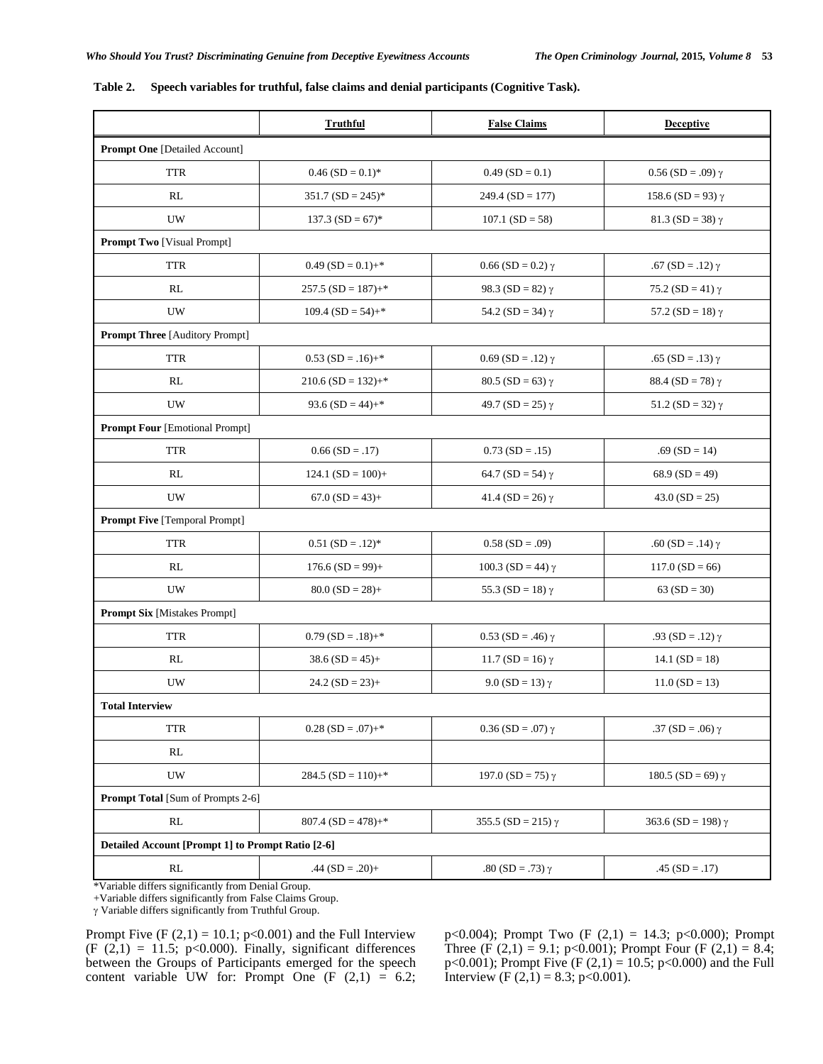**Table 2. Speech variables for truthful, false claims and denial participants (Cognitive Task).**

| | Truthful | False Claims | Deceptive |
|---|---|---|---|
| **Prompt One** [Detailed Account] | | | |
| TTR | 0.46 (SD = 0.1)* | 0.49 (SD = 0.1) | 0.56 (SD = .09) γ |
| RL | 351.7 (SD = 245)* | 249.4 (SD = 177) | 158.6 (SD = 93) γ |
| UW | 137.3 (SD = 67)* | 107.1 (SD = 58) | 81.3 (SD = 38) γ |
| **Prompt Two** [Visual Prompt] | | | |
| TTR | 0.49 (SD = 0.1)+* | 0.66 (SD = 0.2) γ | .67 (SD = .12) γ |
| RL | 257.5 (SD = 187)+* | 98.3 (SD = 82) γ | 75.2 (SD = 41) γ |
| UW | 109.4 (SD = 54)+* | 54.2 (SD = 34) γ | 57.2 (SD = 18) γ |
| **Prompt Three** [Auditory Prompt] | | | |
| TTR | 0.53 (SD = .16)+* | 0.69 (SD = .12) γ | .65 (SD = .13) γ |
| RL | 210.6 (SD = 132)+* | 80.5 (SD = 63) γ | 88.4 (SD = 78) γ |
| UW | 93.6 (SD = 44)+* | 49.7 (SD = 25) γ | 51.2 (SD = 32) γ |
| **Prompt Four** [Emotional Prompt] | | | |
| TTR | 0.66 (SD = .17) | 0.73 (SD = .15) | .69 (SD = 14) |
| RL | 124.1 (SD = 100)+ | 64.7 (SD = 54) γ | 68.9 (SD = 49) |
| UW | 67.0 (SD = 43)+ | 41.4 (SD = 26) γ | 43.0 (SD = 25) |
| **Prompt Five** [Temporal Prompt] | | | |
| TTR | 0.51 (SD = .12)* | 0.58 (SD = .09) | .60 (SD = .14) γ |
| RL | 176.6 (SD = 99)+ | 100.3 (SD = 44) γ | 117.0 (SD = 66) |
| UW | 80.0 (SD = 28)+ | 55.3 (SD = 18) γ | 63 (SD = 30) |
| **Prompt Six** [Mistakes Prompt] | | | |
| TTR | 0.79 (SD = .18)+* | 0.53 (SD = .46) γ | .93 (SD = .12) γ |
| RL | 38.6 (SD = 45)+ | 11.7 (SD = 16) γ | 14.1 (SD = 18) |
| UW | 24.2 (SD = 23)+ | 9.0 (SD = 13) γ | 11.0 (SD = 13) |
| **Total Interview** | | | |
| TTR | 0.28 (SD = .07)+* | 0.36 (SD = .07) γ | .37 (SD = .06) γ |
| RL | | | |
| UW | 284.5 (SD = 110)+* | 197.0 (SD = 75) γ | 180.5 (SD = 69) γ |
| **Prompt Total** [Sum of Prompts 2-6] | | | |
| RL | 807.4 (SD = 478)+* | 355.5 (SD = 215) γ | 363.6 (SD = 198) γ |
| **Detailed Account [Prompt 1] to Prompt Ratio [2-6]** | | | |
| RL | .44 (SD = .20)+ | .80 (SD = .73) γ | .45 (SD = .17) |

*Variable differs significantly from Denial Group.
+Variable differs significantly from False Claims Group.
γ Variable differs significantly from Truthful Group.

Prompt Five ($F(2,1) = 10.1$; $p<0.001$) and the Full Interview ($F(2,1) = 11.5$; $p<0.000$). Finally, significant differences between the Groups of Participants emerged for the speech content variable UW for: Prompt One ($F(2,1) = 6.2$; $p<0.004$); Prompt Two ($F(2,1) = 14.3$; $p<0.000$); Prompt Three ($F(2,1) = 9.1$; $p<0.001$); Prompt Four ($F(2,1) = 8.4$; $p<0.001$); Prompt Five ($F(2,1) = 10.5$; $p<0.000$) and the Full Interview ($F(2,1) = 8.3$; $p<0.001$).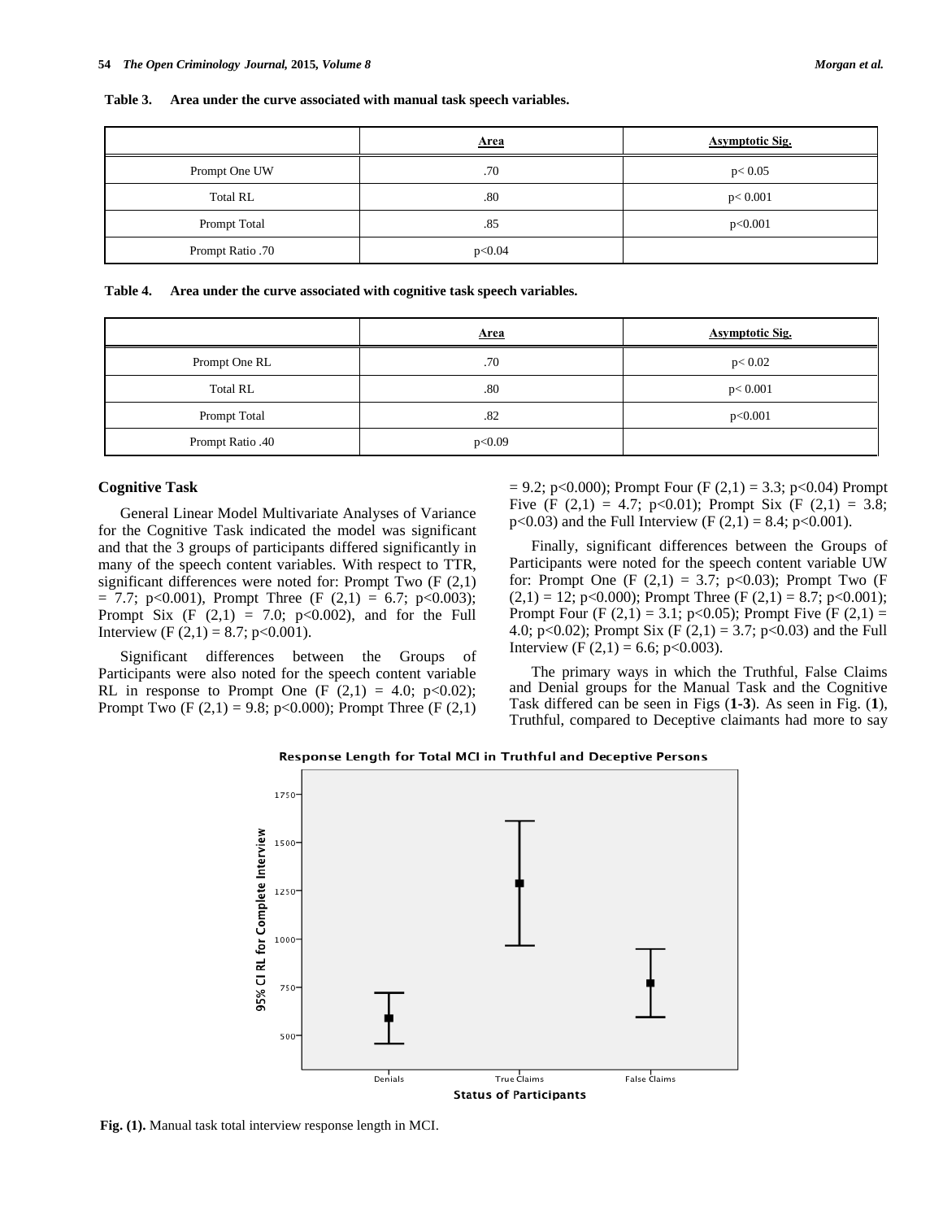**Table 3. Area under the curve associated with manual task speech variables.**

| | Area | Asymptotic Sig. |
|---|---|---|
| Prompt One UW | .70 | $p< 0.05$ |
| Total RL | .80 | $p< 0.001$ |
| Prompt Total | .85 | $p<0.001$ |
| Prompt Ratio .70 | $p<0.04$ | |

**Table 4. Area under the curve associated with cognitive task speech variables.**

| | Area | Asymptotic Sig. |
|---|---|---|
| Prompt One RL | .70 | $p< 0.02$ |
| Total RL | .80 | $p< 0.001$ |
| Prompt Total | .82 | $p<0.001$ |
| Prompt Ratio .40 | $p<0.09$ | |

### Cognitive Task

General Linear Model Multivariate Analyses of Variance for the Cognitive Task indicated the model was significant and that the 3 groups of participants differed significantly in many of the speech content variables. With respect to TTR, significant differences were noted for: Prompt Two ($F (2,1) = 7.7$; $p<0.001$), Prompt Three ($F (2,1) = 6.7$; $p<0.003$); Prompt Six ($F (2,1) = 7.0$; $p<0.002$), and for the Full Interview ($F (2,1) = 8.7$; $p<0.001$).

Significant differences between the Groups of Participants were also noted for the speech content variable RL in response to Prompt One ($F (2,1) = 4.0$; $p<0.02$); Prompt Two ($F (2,1) = 9.8$; $p<0.000$); Prompt Three ($F (2,1) = 9.2$; $p<0.000$); Prompt Four ($F (2,1) = 3.3$; $p<0.04$) Prompt Five ($F (2,1) = 4.7$; $p<0.01$); Prompt Six ($F (2,1) = 3.8$; $p<0.03$) and the Full Interview ($F (2,1) = 8.4$; $p<0.001$).

Finally, significant differences between the Groups of Participants were noted for the speech content variable UW for: Prompt One ($F (2,1) = 3.7$; $p<0.03$); Prompt Two ($F (2,1) = 12$; $p<0.000$); Prompt Three ($F (2,1) = 8.7$; $p<0.001$); Prompt Four ($F (2,1) = 3.1$; $p<0.05$); Prompt Five ($F (2,1) = 4.0$; $p<0.02$); Prompt Six ($F (2,1) = 3.7$; $p<0.03$) and the Full Interview ($F (2,1) = 6.6$; $p<0.003$).

The primary ways in which the Truthful, False Claims and Denial groups for the Manual Task and the Cognitive Task differed can be seen in Figs (**1-3**). As seen in Fig. (**1**), Truthful, compared to Deceptive claimants had more to say

**Fig. (1).** Manual task total interview response length in MCI.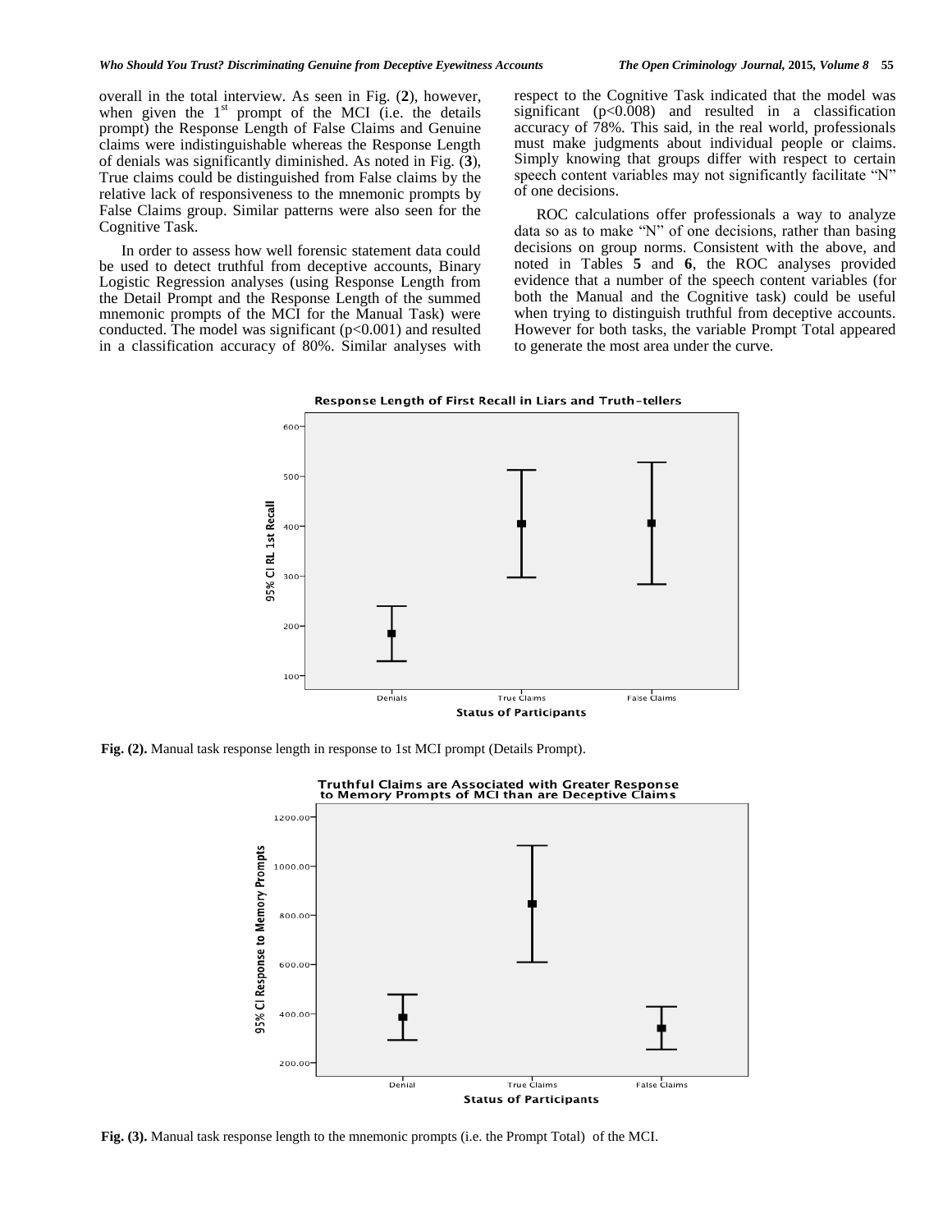overall in the total interview. As seen in Fig. (**2**), however, when given the 1st prompt of the MCI (i.e. the details prompt) the Response Length of False Claims and Genuine claims were indistinguishable whereas the Response Length of denials was significantly diminished. As noted in Fig. (**3**), True claims could be distinguished from False claims by the relative lack of responsiveness to the mnemonic prompts by False Claims group. Similar patterns were also seen for the Cognitive Task.

In order to assess how well forensic statement data could be used to detect truthful from deceptive accounts, Binary Logistic Regression analyses (using Response Length from the Detail Prompt and the Response Length of the summed mnemonic prompts of the MCI for the Manual Task) were conducted. The model was significant ($p<0.001$) and resulted in a classification accuracy of 80%. Similar analyses with respect to the Cognitive Task indicated that the model was significant ($p<0.008$) and resulted in a classification accuracy of 78%. This said, in the real world, professionals must make judgments about individual people or claims. Simply knowing that groups differ with respect to certain speech content variables may not significantly facilitate "N" of one decisions.

ROC calculations offer professionals a way to analyze data so as to make "N" of one decisions, rather than basing decisions on group norms. Consistent with the above, and noted in Tables **5** and **6**, the ROC analyses provided evidence that a number of the speech content variables (for both the Manual and the Cognitive task) could be useful when trying to distinguish truthful from deceptive accounts. However for both tasks, the variable Prompt Total appeared to generate the most area under the curve.

**Fig. (2).** Manual task response length in response to 1st MCI prompt (Details Prompt).

**Fig. (3).** Manual task response length to the mnemonic prompts (i.e. the Prompt Total) of the MCI.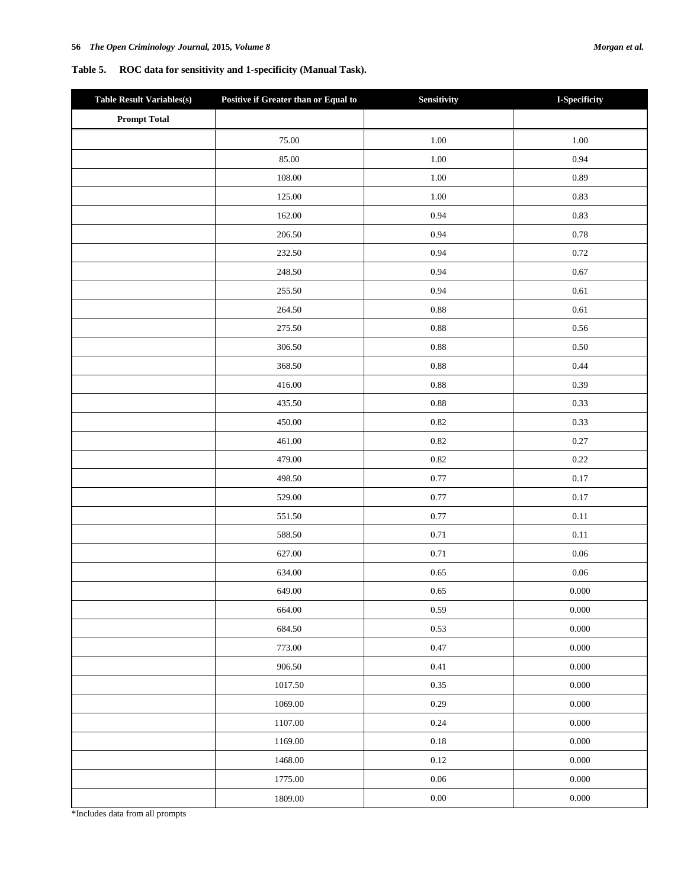**Table 5. ROC data for sensitivity and 1-specificity (Manual Task).**

| Table Result Variables(s) | Positive if Greater than or Equal to | Sensitivity | I-Specificity |
|---|---|---|---|
| **Prompt Total** | | | |
| | 75.00 | 1.00 | 1.00 |
| | 85.00 | 1.00 | 0.94 |
| | 108.00 | 1.00 | 0.89 |
| | 125.00 | 1.00 | 0.83 |
| | 162.00 | 0.94 | 0.83 |
| | 206.50 | 0.94 | 0.78 |
| | 232.50 | 0.94 | 0.72 |
| | 248.50 | 0.94 | 0.67 |
| | 255.50 | 0.94 | 0.61 |
| | 264.50 | 0.88 | 0.61 |
| | 275.50 | 0.88 | 0.56 |
| | 306.50 | 0.88 | 0.50 |
| | 368.50 | 0.88 | 0.44 |
| | 416.00 | 0.88 | 0.39 |
| | 435.50 | 0.88 | 0.33 |
| | 450.00 | 0.82 | 0.33 |
| | 461.00 | 0.82 | 0.27 |
| | 479.00 | 0.82 | 0.22 |
| | 498.50 | 0.77 | 0.17 |
| | 529.00 | 0.77 | 0.17 |
| | 551.50 | 0.77 | 0.11 |
| | 588.50 | 0.71 | 0.11 |
| | 627.00 | 0.71 | 0.06 |
| | 634.00 | 0.65 | 0.06 |
| | 649.00 | 0.65 | 0.000 |
| | 664.00 | 0.59 | 0.000 |
| | 684.50 | 0.53 | 0.000 |
| | 773.00 | 0.47 | 0.000 |
| | 906.50 | 0.41 | 0.000 |
| | 1017.50 | 0.35 | 0.000 |
| | 1069.00 | 0.29 | 0.000 |
| | 1107.00 | 0.24 | 0.000 |
| | 1169.00 | 0.18 | 0.000 |
| | 1468.00 | 0.12 | 0.000 |
| | 1775.00 | 0.06 | 0.000 |
| | 1809.00 | 0.00 | 0.000 |

*Includes data from all prompts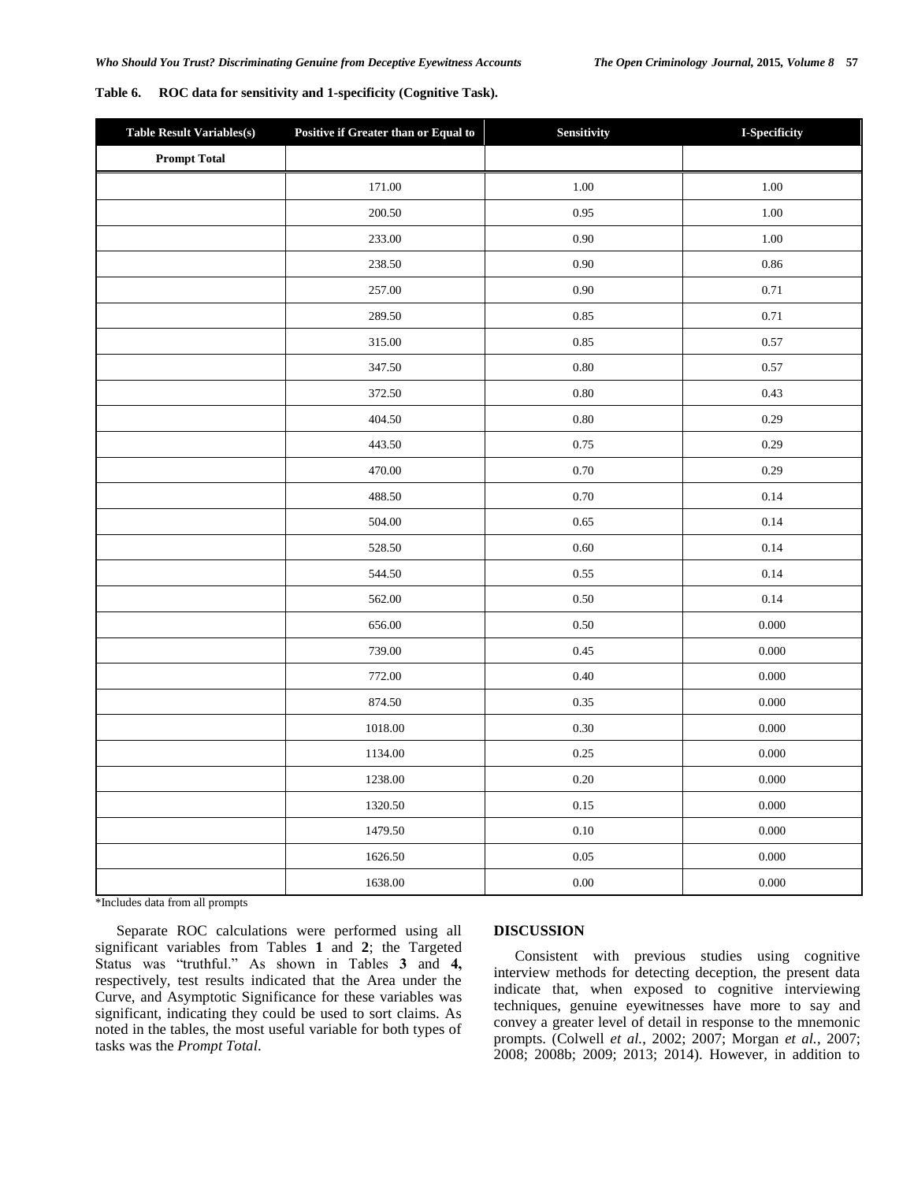**Table 6. ROC data for sensitivity and 1-specificity (Cognitive Task).**

| Table Result Variables(s) | Positive if Greater than or Equal to | Sensitivity | I-Specificity |
|---|---|---|---|
| **Prompt Total** | | | |
| | 171.00 | 1.00 | 1.00 |
| | 200.50 | 0.95 | 1.00 |
| | 233.00 | 0.90 | 1.00 |
| | 238.50 | 0.90 | 0.86 |
| | 257.00 | 0.90 | 0.71 |
| | 289.50 | 0.85 | 0.71 |
| | 315.00 | 0.85 | 0.57 |
| | 347.50 | 0.80 | 0.57 |
| | 372.50 | 0.80 | 0.43 |
| | 404.50 | 0.80 | 0.29 |
| | 443.50 | 0.75 | 0.29 |
| | 470.00 | 0.70 | 0.29 |
| | 488.50 | 0.70 | 0.14 |
| | 504.00 | 0.65 | 0.14 |
| | 528.50 | 0.60 | 0.14 |
| | 544.50 | 0.55 | 0.14 |
| | 562.00 | 0.50 | 0.14 |
| | 656.00 | 0.50 | 0.000 |
| | 739.00 | 0.45 | 0.000 |
| | 772.00 | 0.40 | 0.000 |
| | 874.50 | 0.35 | 0.000 |
| | 1018.00 | 0.30 | 0.000 |
| | 1134.00 | 0.25 | 0.000 |
| | 1238.00 | 0.20 | 0.000 |
| | 1320.50 | 0.15 | 0.000 |
| | 1479.50 | 0.10 | 0.000 |
| | 1626.50 | 0.05 | 0.000 |
| | 1638.00 | 0.00 | 0.000 |

*Includes data from all prompts

Separate ROC calculations were performed using all significant variables from Tables **1** and **2**; the Targeted Status was "truthful." As shown in Tables **3** and **4,** respectively, test results indicated that the Area under the Curve, and Asymptotic Significance for these variables was significant, indicating they could be used to sort claims. As noted in the tables, the most useful variable for both types of tasks was the *Prompt Total*.

## DISCUSSION

Consistent with previous studies using cognitive interview methods for detecting deception, the present data indicate that, when exposed to cognitive interviewing techniques, genuine eyewitnesses have more to say and convey a greater level of detail in response to the mnemonic prompts. (Colwell *et al.*, 2002; 2007; Morgan *et al.*, 2007; 2008; 2008b; 2009; 2013; 2014). However, in addition to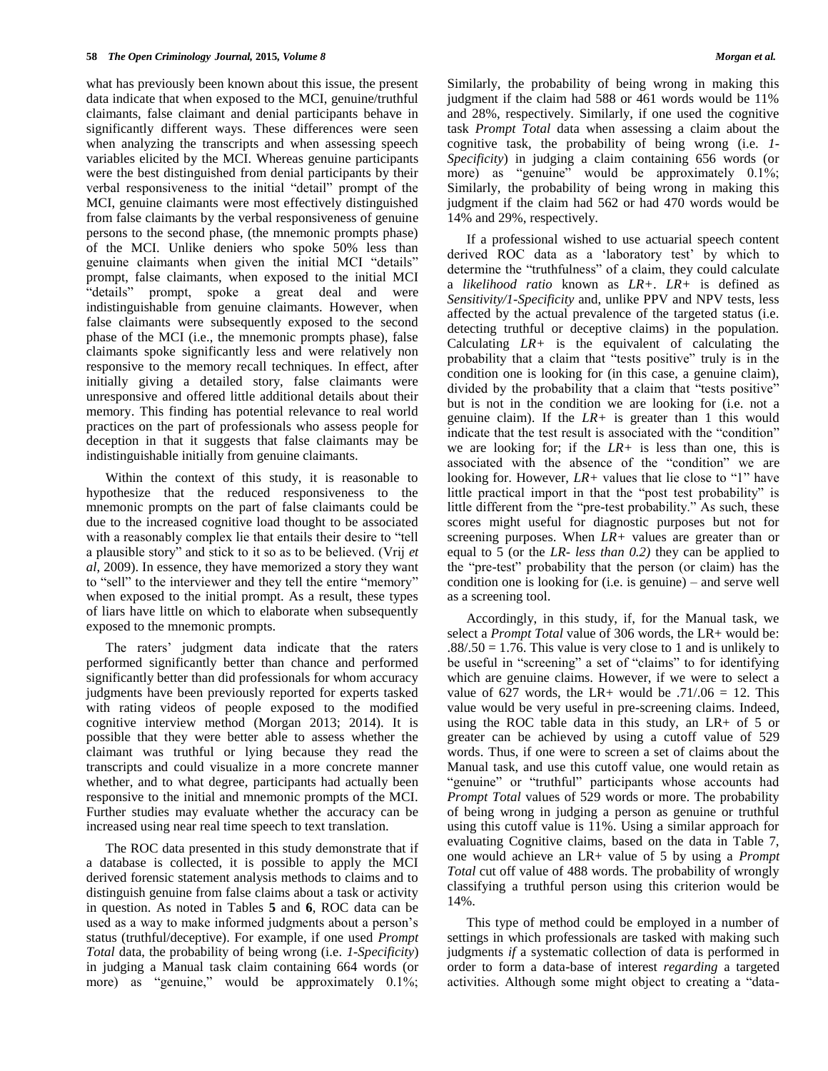what has previously been known about this issue, the present data indicate that when exposed to the MCI, genuine/truthful claimants, false claimant and denial participants behave in significantly different ways. These differences were seen when analyzing the transcripts and when assessing speech variables elicited by the MCI. Whereas genuine participants were the best distinguished from denial participants by their verbal responsiveness to the initial "detail" prompt of the MCI, genuine claimants were most effectively distinguished from false claimants by the verbal responsiveness of genuine persons to the second phase, (the mnemonic prompts phase) of the MCI. Unlike deniers who spoke 50% less than genuine claimants when given the initial MCI "details" prompt, false claimants, when exposed to the initial MCI "details" prompt, spoke a great deal and were indistinguishable from genuine claimants. However, when false claimants were subsequently exposed to the second phase of the MCI (i.e., the mnemonic prompts phase), false claimants spoke significantly less and were relatively non responsive to the memory recall techniques. In effect, after initially giving a detailed story, false claimants were unresponsive and offered little additional details about their memory. This finding has potential relevance to real world practices on the part of professionals who assess people for deception in that it suggests that false claimants may be indistinguishable initially from genuine claimants.

Within the context of this study, it is reasonable to hypothesize that the reduced responsiveness to the mnemonic prompts on the part of false claimants could be due to the increased cognitive load thought to be associated with a reasonably complex lie that entails their desire to "tell a plausible story" and stick to it so as to be believed. (Vrij *et al*, 2009). In essence, they have memorized a story they want to "sell" to the interviewer and they tell the entire "memory" when exposed to the initial prompt. As a result, these types of liars have little on which to elaborate when subsequently exposed to the mnemonic prompts.

The raters' judgment data indicate that the raters performed significantly better than chance and performed significantly better than did professionals for whom accuracy judgments have been previously reported for experts tasked with rating videos of people exposed to the modified cognitive interview method (Morgan 2013; 2014). It is possible that they were better able to assess whether the claimant was truthful or lying because they read the transcripts and could visualize in a more concrete manner whether, and to what degree, participants had actually been responsive to the initial and mnemonic prompts of the MCI. Further studies may evaluate whether the accuracy can be increased using near real time speech to text translation.

The ROC data presented in this study demonstrate that if a database is collected, it is possible to apply the MCI derived forensic statement analysis methods to claims and to distinguish genuine from false claims about a task or activity in question. As noted in Tables **5** and **6**, ROC data can be used as a way to make informed judgments about a person's status (truthful/deceptive). For example, if one used *Prompt Total* data, the probability of being wrong (i.e. *1-Specificity*) in judging a Manual task claim containing 664 words (or more) as "genuine," would be approximately 0.1%; Similarly, the probability of being wrong in making this judgment if the claim had 588 or 461 words would be 11% and 28%, respectively. Similarly, if one used the cognitive task *Prompt Total* data when assessing a claim about the cognitive task, the probability of being wrong (i.e. *1-Specificity*) in judging a claim containing 656 words (or more) as "genuine" would be approximately 0.1%; Similarly, the probability of being wrong in making this judgment if the claim had 562 or had 470 words would be 14% and 29%, respectively.

If a professional wished to use actuarial speech content derived ROC data as a 'laboratory test' by which to determine the "truthfulness" of a claim, they could calculate a *likelihood ratio* known as *LR+*. *LR+* is defined as *Sensitivity/1-Specificity* and, unlike PPV and NPV tests, less affected by the actual prevalence of the targeted status (i.e. detecting truthful or deceptive claims) in the population. Calculating *LR+* is the equivalent of calculating the probability that a claim that "tests positive" truly is in the condition one is looking for (in this case, a genuine claim), divided by the probability that a claim that "tests positive" but is not in the condition we are looking for (i.e. not a genuine claim). If the *LR+* is greater than 1 this would indicate that the test result is associated with the "condition" we are looking for; if the *LR+* is less than one, this is associated with the absence of the "condition" we are looking for. However, *LR+* values that lie close to "1" have little practical import in that the "post test probability" is little different from the "pre-test probability." As such, these scores might useful for diagnostic purposes but not for screening purposes. When *LR+* values are greater than or equal to 5 (or the *LR- less than 0.2)* they can be applied to the "pre-test" probability that the person (or claim) has the condition one is looking for (i.e. is genuine) – and serve well as a screening tool.

Accordingly, in this study, if, for the Manual task, we select a *Prompt Total* value of 306 words, the LR+ would be: .88/.50 = 1.76. This value is very close to 1 and is unlikely to be useful in "screening" a set of "claims" to for identifying which are genuine claims. However, if we were to select a value of 627 words, the LR+ would be .71/.06 = 12. This value would be very useful in pre-screening claims. Indeed, using the ROC table data in this study, an LR+ of 5 or greater can be achieved by using a cutoff value of 529 words. Thus, if one were to screen a set of claims about the Manual task, and use this cutoff value, one would retain as "genuine" or "truthful" participants whose accounts had *Prompt Total* values of 529 words or more. The probability of being wrong in judging a person as genuine or truthful using this cutoff value is 11%. Using a similar approach for evaluating Cognitive claims, based on the data in Table 7, one would achieve an LR+ value of 5 by using a *Prompt Total* cut off value of 488 words. The probability of wrongly classifying a truthful person using this criterion would be 14%.

This type of method could be employed in a number of settings in which professionals are tasked with making such judgments *if* a systematic collection of data is performed in order to form a data-base of interest *regarding* a targeted activities. Although some might object to creating a "data-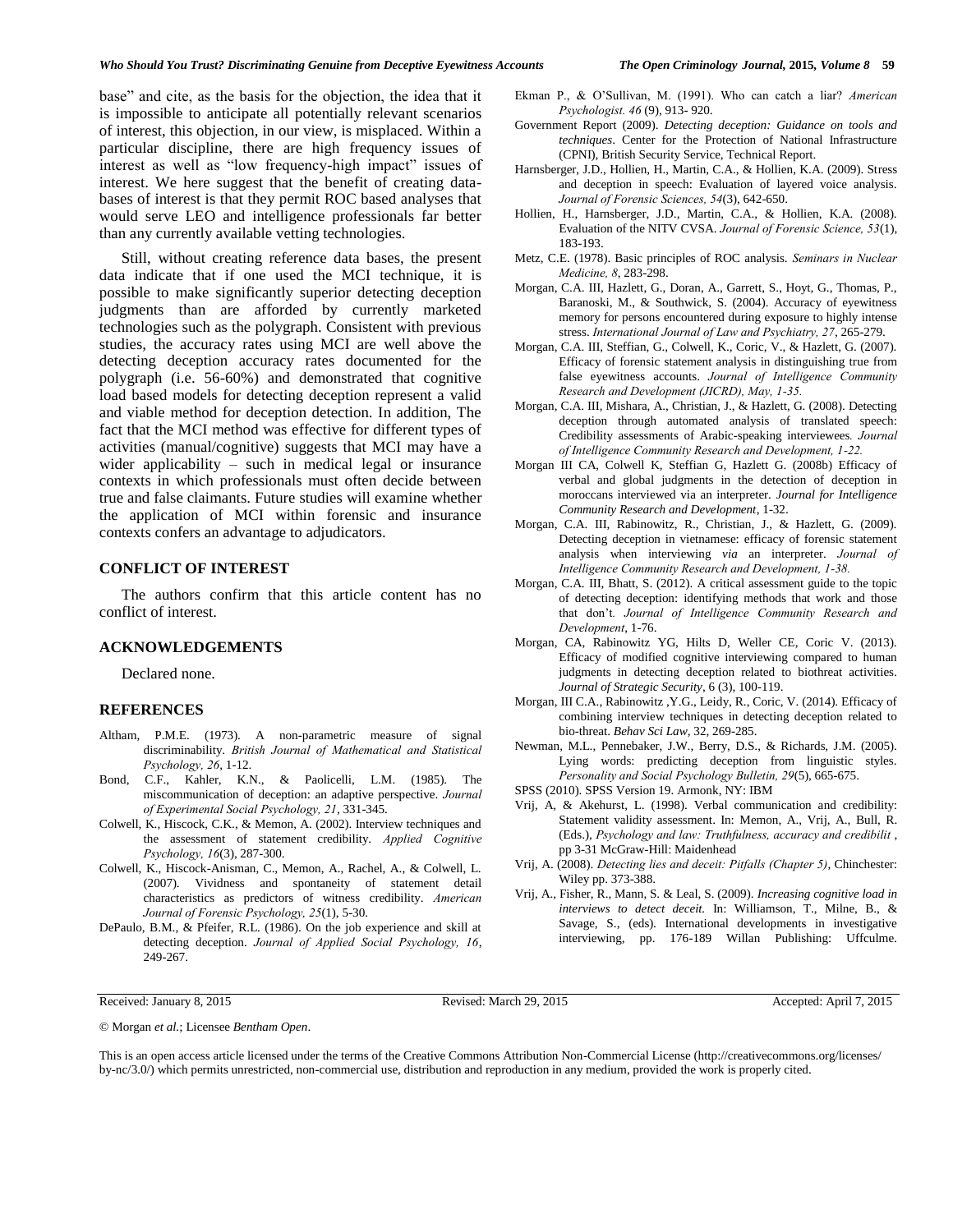base" and cite, as the basis for the objection, the idea that it is impossible to anticipate all potentially relevant scenarios of interest, this objection, in our view, is misplaced. Within a particular discipline, there are high frequency issues of interest as well as "low frequency-high impact" issues of interest. We here suggest that the benefit of creating databases of interest is that they permit ROC based analyses that would serve LEO and intelligence professionals far better than any currently available vetting technologies.

Still, without creating reference data bases, the present data indicate that if one used the MCI technique, it is possible to make significantly superior detecting deception judgments than are afforded by currently marketed technologies such as the polygraph. Consistent with previous studies, the accuracy rates using MCI are well above the detecting deception accuracy rates documented for the polygraph (i.e. 56-60%) and demonstrated that cognitive load based models for detecting deception represent a valid and viable method for deception detection. In addition, The fact that the MCI method was effective for different types of activities (manual/cognitive) suggests that MCI may have a wider applicability – such in medical legal or insurance contexts in which professionals must often decide between true and false claimants. Future studies will examine whether the application of MCI within forensic and insurance contexts confers an advantage to adjudicators.

## CONFLICT OF INTEREST

The authors confirm that this article content has no conflict of interest.

## ACKNOWLEDGEMENTS

Declared none.

## REFERENCES

Altham, P.M.E. (1973). A non-parametric measure of signal discriminability. *British Journal of Mathematical and Statistical Psychology, 26*, 1-12.

Bond, C.F., Kahler, K.N., & Paolicelli, L.M. (1985). The miscommunication of deception: an adaptive perspective. *Journal of Experimental Social Psychology, 21*, 331-345.

Colwell, K., Hiscock, C.K., & Memon, A. (2002). Interview techniques and the assessment of statement credibility. *Applied Cognitive Psychology, 16*(3), 287-300.

Colwell, K., Hiscock-Anisman, C., Memon, A., Rachel, A., & Colwell, L. (2007). Vividness and spontaneity of statement detail characteristics as predictors of witness credibility. *American Journal of Forensic Psychology, 25*(1), 5-30.

DePaulo, B.M., & Pfeifer, R.L. (1986). On the job experience and skill at detecting deception. *Journal of Applied Social Psychology, 16*, 249-267.

Ekman P., & O'Sullivan, M. (1991). Who can catch a liar? *American Psychologist. 46* (9), 913- 920.

Government Report (2009). *Detecting deception: Guidance on tools and techniques*. Center for the Protection of National Infrastructure (CPNI), British Security Service, Technical Report.

Harnsberger, J.D., Hollien, H., Martin, C.A., & Hollien, K.A. (2009). Stress and deception in speech: Evaluation of layered voice analysis. *Journal of Forensic Sciences, 54*(3), 642-650.

Hollien, H., Harnsberger, J.D., Martin, C.A., & Hollien, K.A. (2008). Evaluation of the NITV CVSA. *Journal of Forensic Science, 53*(1), 183-193.

Metz, C.E. (1978). Basic principles of ROC analysis. *Seminars in Nuclear Medicine, 8*, 283-298.

Morgan, C.A. III, Hazlett, G., Doran, A., Garrett, S., Hoyt, G., Thomas, P., Baranoski, M., & Southwick, S. (2004). Accuracy of eyewitness memory for persons encountered during exposure to highly intense stress. *International Journal of Law and Psychiatry, 27*, 265-279.

Morgan, C.A. III, Steffian, G., Colwell, K., Coric, V., & Hazlett, G. (2007). Efficacy of forensic statement analysis in distinguishing true from false eyewitness accounts. *Journal of Intelligence Community Research and Development (JICRD), May, 1-35.*

Morgan, C.A. III, Mishara, A., Christian, J., & Hazlett, G. (2008). Detecting deception through automated analysis of translated speech: Credibility assessments of Arabic-speaking interviewees. *Journal of Intelligence Community Research and Development, 1-22.*

Morgan III CA, Colwell K, Steffian G, Hazlett G. (2008b) Efficacy of verbal and global judgments in the detection of deception in moroccans interviewed via an interpreter. *Journal for Intelligence Community Research and Development*, 1-32.

Morgan, C.A. III, Rabinowitz, R., Christian, J., & Hazlett, G. (2009). Detecting deception in vietnamese: efficacy of forensic statement analysis when interviewing *via* an interpreter. *Journal of Intelligence Community Research and Development, 1-38.*

Morgan, C.A. III, Bhatt, S. (2012). A critical assessment guide to the topic of detecting deception: identifying methods that work and those that don't. *Journal of Intelligence Community Research and Development*, 1-76.

Morgan, CA, Rabinowitz YG, Hilts D, Weller CE, Coric V. (2013). Efficacy of modified cognitive interviewing compared to human judgments in detecting deception related to biothreat activities. *Journal of Strategic Security*, 6 (3), 100-119.

Morgan, III C.A., Rabinowitz ,Y.G., Leidy, R., Coric, V. (2014). Efficacy of combining interview techniques in detecting deception related to bio-threat. *Behav Sci Law*, 32, 269-285.

Newman, M.L., Pennebaker, J.W., Berry, D.S., & Richards, J.M. (2005). Lying words: predicting deception from linguistic styles. *Personality and Social Psychology Bulletin, 29*(5), 665-675.

SPSS (2010). SPSS Version 19. Armonk, NY: IBM

Vrij, A, & Akehurst, L. (1998). Verbal communication and credibility: Statement validity assessment. In: Memon, A., Vrij, A., Bull, R. (Eds.), *Psychology and law: Truthfulness, accuracy and credibilit* , pp 3-31 McGraw-Hill: Maidenhead

Vrij, A. (2008). *Detecting lies and deceit: Pitfalls (Chapter 5)*, Chinchester: Wiley pp. 373-388.

Vrij, A., Fisher, R., Mann, S. & Leal, S. (2009). *Increasing cognitive load in interviews to detect deceit.* In: Williamson, T., Milne, B., & Savage, S., (eds). International developments in investigative interviewing, pp. 176-189 Willan Publishing: Uffculme.

Received: January 8, 2015 Revised: March 29, 2015 Accepted: April 7, 2015

© Morgan *et al.*; Licensee *Bentham Open*.

This is an open access article licensed under the terms of the Creative Commons Attribution Non-Commercial License (http://creativecommons.org/licenses/by-nc/3.0/) which permits unrestricted, non-commercial use, distribution and reproduction in any medium, provided the work is properly cited.